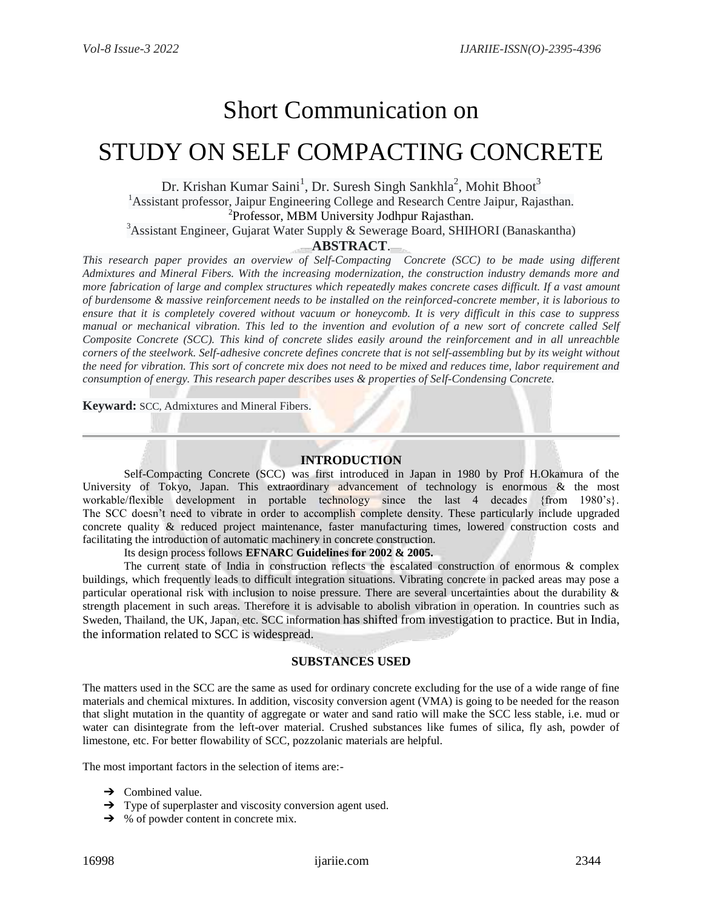# Short Communication on

# STUDY ON SELF COMPACTING CONCRETE

Dr. Krishan Kumar Saini[1], Dr. Suresh Singh Sankhla[2], Mohit Bhoot[3]

[1]Assistant professor, Jaipur Engineering College and Research Centre Jaipur, Rajasthan.

[2]Professor, MBM University Jodhpur Rajasthan.

[3]Assistant Engineer, Gujarat Water Supply & Sewerage Board, SHIHORI (Banaskantha)

## ABSTRACT.

*This research paper provides an overview of Self-Compacting Concrete (SCC) to be made using different Admixtures and Mineral Fibers. With the increasing modernization, the construction industry demands more and more fabrication of large and complex structures which repeatedly makes concrete cases difficult. If a vast amount of burdensome & massive reinforcement needs to be installed on the reinforced-concrete member, it is laborious to ensure that it is completely covered without vacuum or honeycomb. It is very difficult in this case to suppress manual or mechanical vibration. This led to the invention and evolution of a new sort of concrete called Self Composite Concrete (SCC). This kind of concrete slides easily around the reinforcement and in all unreachble corners of the steelwork. Self-adhesive concrete defines concrete that is not self-assembling but by its weight without the need for vibration. This sort of concrete mix does not need to be mixed and reduces time, labor requirement and consumption of energy. This research paper describes uses & properties of Self-Condensing Concrete.*

**Keyword:** SCC, Admixtures and Mineral Fibers.

---

## INTRODUCTION

Self-Compacting Concrete (SCC) was first introduced in Japan in 1980 by Prof H.Okamura of the University of Tokyo, Japan. This extraordinary advancement of technology is enormous & the most workable/flexible development in portable technology since the last 4 decades {from 1980's}. The SCC doesn't need to vibrate in order to accomplish complete density. These particularly include upgraded concrete quality & reduced project maintenance, faster manufacturing times, lowered construction costs and facilitating the introduction of automatic machinery in concrete construction.

Its design process follows **EFNARC Guidelines for 2002 & 2005.**

The current state of India in construction reflects the escalated construction of enormous & complex buildings, which frequently leads to difficult integration situations. Vibrating concrete in packed areas may pose a particular operational risk with inclusion to noise pressure. There are several uncertainties about the durability & strength placement in such areas. Therefore it is advisable to abolish vibration in operation. In countries such as Sweden, Thailand, the UK, Japan, etc. SCC information has shifted from investigation to practice. But in India, the information related to SCC is widespread.

## SUBSTANCES USED

The matters used in the SCC are the same as used for ordinary concrete excluding for the use of a wide range of fine materials and chemical mixtures. In addition, viscosity conversion agent (VMA) is going to be needed for the reason that slight mutation in the quantity of aggregate or water and sand ratio will make the SCC less stable, i.e. mud or water can disintegrate from the left-over material. Crushed substances like fumes of silica, fly ash, powder of limestone, etc. For better flowability of SCC, pozzolanic materials are helpful.

The most important factors in the selection of items are:-

- Combined value.
- Type of superplaster and viscosity conversion agent used.
- % of powder content in concrete mix.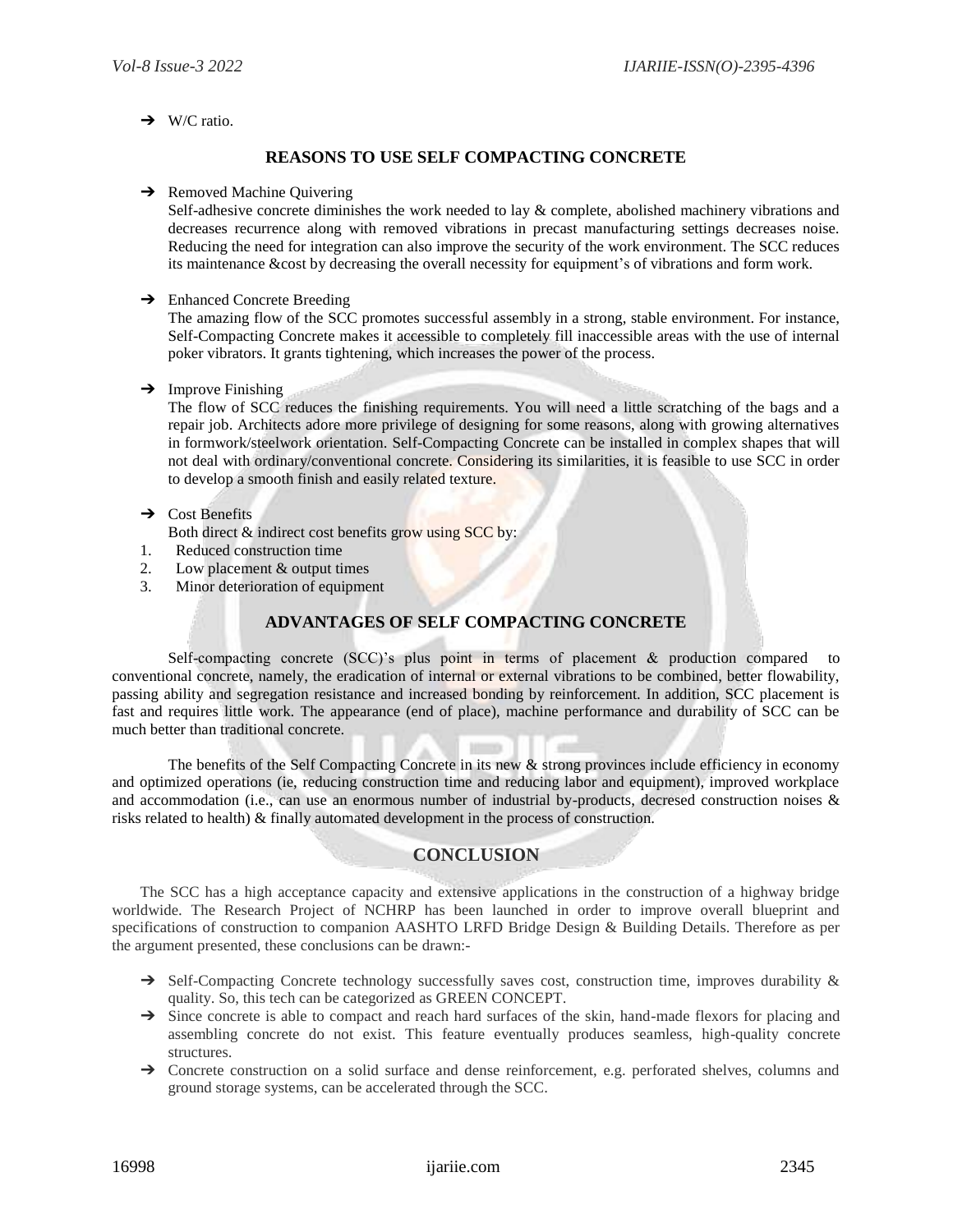- W/C ratio.

## REASONS TO USE SELF COMPACTING CONCRETE

- Removed Machine Quivering
  Self-adhesive concrete diminishes the work needed to lay & complete, abolished machinery vibrations and decreases recurrence along with removed vibrations in precast manufacturing settings decreases noise. Reducing the need for integration can also improve the security of the work environment. The SCC reduces its maintenance &cost by decreasing the overall necessity for equipment's of vibrations and form work.

- Enhanced Concrete Breeding
  The amazing flow of the SCC promotes successful assembly in a strong, stable environment. For instance, Self-Compacting Concrete makes it accessible to completely fill inaccessible areas with the use of internal poker vibrators. It grants tightening, which increases the power of the process.

- Improve Finishing
  The flow of SCC reduces the finishing requirements. You will need a little scratching of the bags and a repair job. Architects adore more privilege of designing for some reasons, along with growing alternatives in formwork/steelwork orientation. Self-Compacting Concrete can be installed in complex shapes that will not deal with ordinary/conventional concrete. Considering its similarities, it is feasible to use SCC in order to develop a smooth finish and easily related texture.

- Cost Benefits
  Both direct & indirect cost benefits grow using SCC by:

1. Reduced construction time
2. Low placement & output times
3. Minor deterioration of equipment

## ADVANTAGES OF SELF COMPACTING CONCRETE

Self-compacting concrete (SCC)'s plus point in terms of placement & production compared to conventional concrete, namely, the eradication of internal or external vibrations to be combined, better flowability, passing ability and segregation resistance and increased bonding by reinforcement. In addition, SCC placement is fast and requires little work. The appearance (end of place), machine performance and durability of SCC can be much better than traditional concrete.

The benefits of the Self Compacting Concrete in its new & strong provinces include efficiency in economy and optimized operations (ie, reducing construction time and reducing labor and equipment), improved workplace and accommodation (i.e., can use an enormous number of industrial by-products, decresed construction noises & risks related to health) & finally automated development in the process of construction.

## CONCLUSION

The SCC has a high acceptance capacity and extensive applications in the construction of a highway bridge worldwide. The Research Project of NCHRP has been launched in order to improve overall blueprint and specifications of construction to companion AASHTO LRFD Bridge Design & Building Details. Therefore as per the argument presented, these conclusions can be drawn:-

- Self-Compacting Concrete technology successfully saves cost, construction time, improves durability & quality. So, this tech can be categorized as GREEN CONCEPT.
- Since concrete is able to compact and reach hard surfaces of the skin, hand-made flexors for placing and assembling concrete do not exist. This feature eventually produces seamless, high-quality concrete structures.
- Concrete construction on a solid surface and dense reinforcement, e.g. perforated shelves, columns and ground storage systems, can be accelerated through the SCC.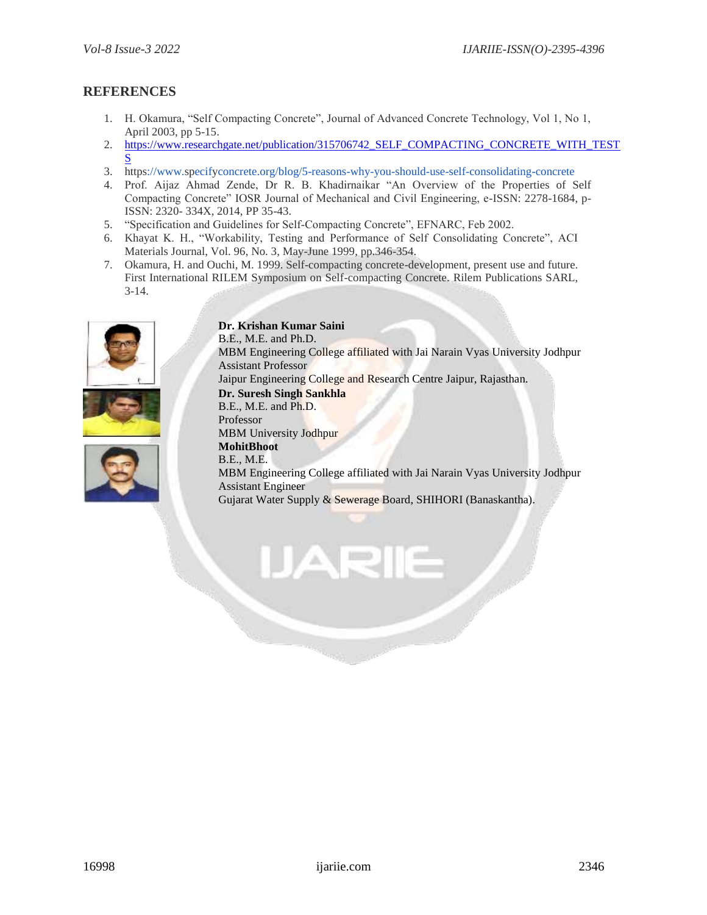## REFERENCES

1. H. Okamura, "Self Compacting Concrete", Journal of Advanced Concrete Technology, Vol 1, No 1, April 2003, pp 5-15.
2. https://www.researchgate.net/publication/315706742_SELF_COMPACTING_CONCRETE_WITH_TESTS
3. https://www.specifyconcrete.org/blog/5-reasons-why-you-should-use-self-consolidating-concrete
4. Prof. Aijaz Ahmad Zende, Dr R. B. Khadirnaikar "An Overview of the Properties of Self Compacting Concrete" IOSR Journal of Mechanical and Civil Engineering, e-ISSN: 2278-1684, p-ISSN: 2320- 334X, 2014, PP 35-43.
5. "Specification and Guidelines for Self-Compacting Concrete", EFNARC, Feb 2002.
6. Khayat K. H., "Workability, Testing and Performance of Self Consolidating Concrete", ACI Materials Journal, Vol. 96, No. 3, May-June 1999, pp.346-354.
7. Okamura, H. and Ouchi, M. 1999. Self-compacting concrete-development, present use and future. First International RILEM Symposium on Self-compacting Concrete. Rilem Publications SARL, 3-14.

**Dr. Krishan Kumar Saini**
B.E., M.E. and Ph.D.
MBM Engineering College affiliated with Jai Narain Vyas University Jodhpur
Assistant Professor
Jaipur Engineering College and Research Centre Jaipur, Rajasthan.

**Dr. Suresh Singh Sankhla**
B.E., M.E. and Ph.D.
Professor
MBM University Jodhpur

**MohitBhoot**
B.E., M.E.
MBM Engineering College affiliated with Jai Narain Vyas University Jodhpur
Assistant Engineer
Gujarat Water Supply & Sewerage Board, SHIHORI (Banaskantha).